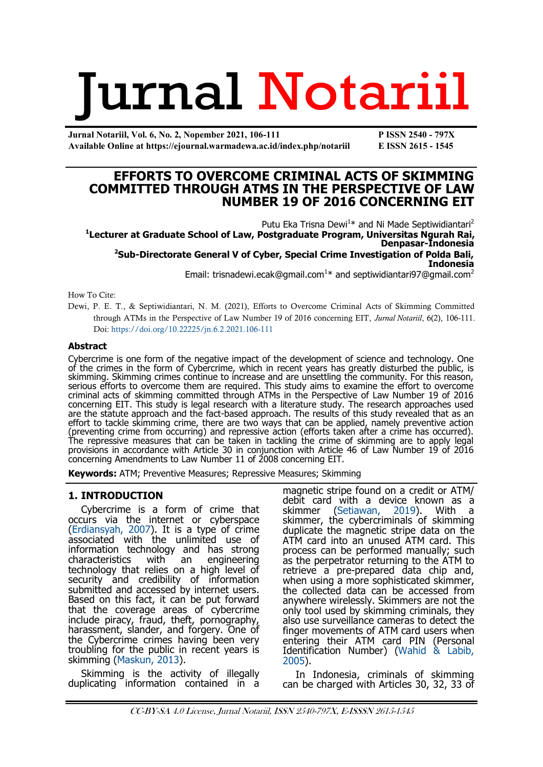# Jurnal Notariil

**Jurnal Notariil, Vol. 6, No. 2, Nopember 2021, 106-111**
**Available Online at https://ejournal.warmadewa.ac.id/index.php/notariil**
**P ISSN 2540 - 797X**
**E ISSN 2615 - 1545**

# EFFORTS TO OVERCOME CRIMINAL ACTS OF SKIMMING COMMITTED THROUGH ATMS IN THE PERSPECTIVE OF LAW NUMBER 19 OF 2016 CONCERNING EIT

Putu Eka Trisna Dewi[1]* and Ni Made Septiwidiantari[2]

[1]**Lecturer at Graduate School of Law, Postgraduate Program, Universitas Ngurah Rai, Denpasar-Indonesia**

[2]**Sub-Directorate General V of Cyber, Special Crime Investigation of Polda Bali, Indonesia**

Email: trisnadewi.ecak@gmail.com[1]* and septiwidiantari97@gmail.com[2]

How To Cite:

Dewi, P. E. T., & Septiwidiantari, N. M. (2021), Efforts to Overcome Criminal Acts of Skimming Committed through ATMs in the Perspective of Law Number 19 of 2016 concerning EIT, *Jurnal Notariil*, 6(2), 106-111. Doi: https://doi.org/10.22225/jn.6.2.2021.106-111

### Abstract

Cybercrime is one form of the negative impact of the development of science and technology. One of the crimes in the form of Cybercrime, which in recent years has greatly disturbed the public, is skimming. Skimming crimes continue to increase and are unsettling the community. For this reason, serious efforts to overcome them are required. This study aims to examine the effort to overcome criminal acts of skimming committed through ATMs in the Perspective of Law Number 19 of 2016 concerning EIT. This study is legal research with a literature study. The research approaches used are the statute approach and the fact-based approach. The results of this study revealed that as an effort to tackle skimming crime, there are two ways that can be applied, namely preventive action (preventing crime from occurring) and repressive action (efforts taken after a crime has occurred). The repressive measures that can be taken in tackling the crime of skimming are to apply legal provisions in accordance with Article 30 in conjunction with Article 46 of Law Number 19 of 2016 concerning Amendments to Law Number 11 of 2008 concerning EIT.

**Keywords:** ATM; Preventive Measures; Repressive Measures; Skimming

## 1. INTRODUCTION

Cybercrime is a form of crime that occurs via the internet or cyberspace (Erdiansyah, 2007). It is a type of crime associated with the unlimited use of information technology and has strong characteristics with an engineering technology that relies on a high level of security and credibility of information submitted and accessed by internet users. Based on this fact, it can be put forward that the coverage areas of cybercrime include piracy, fraud, theft, pornography, harassment, slander, and forgery. One of the Cybercrime crimes having been very troubling for the public in recent years is skimming (Maskun, 2013).

Skimming is the activity of illegally duplicating information contained in a magnetic stripe found on a credit or ATM/debit card with a device known as a skimmer (Setiawan, 2019). With a skimmer, the cybercriminals of skimming duplicate the magnetic stripe data on the ATM card into an unused ATM card. This process can be performed manually; such as the perpetrator returning to the ATM to retrieve a pre-prepared data chip and, when using a more sophisticated skimmer, the collected data can be accessed from anywhere wirelessly. Skimmers are not the only tool used by skimming criminals, they also use surveillance cameras to detect the finger movements of ATM card users when entering their ATM card PIN (Personal Identification Number) (Wahid & Labib, 2005).

In Indonesia, criminals of skimming can be charged with Articles 30, 32, 33 of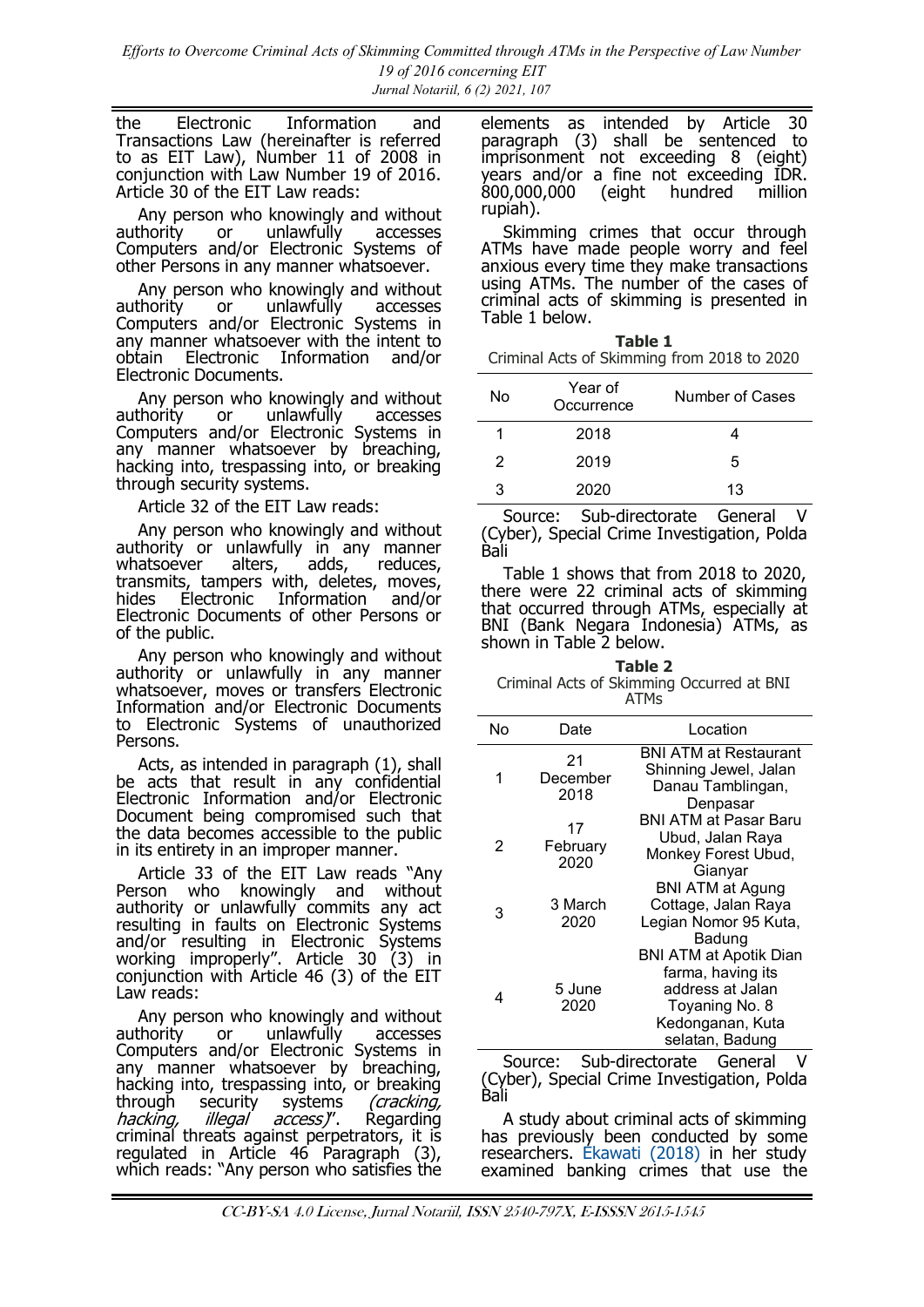the Electronic Information and Transactions Law (hereinafter is referred to as EIT Law), Number 11 of 2008 in conjunction with Law Number 19 of 2016. Article 30 of the EIT Law reads:

Any person who knowingly and without authority or unlawfully accesses Computers and/or Electronic Systems of other Persons in any manner whatsoever.

Any person who knowingly and without authority or unlawfully accesses Computers and/or Electronic Systems in any manner whatsoever with the intent to obtain Electronic Information and/or Electronic Documents.

Any person who knowingly and without authority or unlawfully accesses Computers and/or Electronic Systems in any manner whatsoever by breaching, hacking into, trespassing into, or breaking through security systems.

Article 32 of the EIT Law reads:

Any person who knowingly and without authority or unlawfully in any manner whatsoever alters, adds, reduces, transmits, tampers with, deletes, moves, hides Electronic Information and/or Electronic Documents of other Persons or of the public.

Any person who knowingly and without authority or unlawfully in any manner whatsoever, moves or transfers Electronic Information and/or Electronic Documents to Electronic Systems of unauthorized Persons.

Acts, as intended in paragraph (1), shall be acts that result in any confidential Electronic Information and/or Electronic Document being compromised such that the data becomes accessible to the public in its entirety in an improper manner.

Article 33 of the EIT Law reads "Any Person who knowingly and without authority or unlawfully commits any act resulting in faults on Electronic Systems and/or resulting in Electronic Systems working improperly". Article 30 (3) in conjunction with Article 46 (3) of the EIT Law reads:

Any person who knowingly and without authority or unlawfully accesses Computers and/or Electronic Systems in any manner whatsoever by breaching, hacking into, trespassing into, or breaking through security systems *(cracking, hacking, illegal access)*". Regarding criminal threats against perpetrators, it is regulated in Article 46 Paragraph (3), which reads: "Any person who satisfies the elements as intended by Article 30 paragraph (3) shall be sentenced to imprisonment not exceeding 8 (eight) years and/or a fine not exceeding IDR. 800,000,000 (eight hundred million rupiah).

Skimming crimes that occur through ATMs have made people worry and feel anxious every time they make transactions using ATMs. The number of the cases of criminal acts of skimming is presented in Table 1 below.

**Table 1**
Criminal Acts of Skimming from 2018 to 2020

| No | Year of Occurrence | Number of Cases |
|---|---|---|
| 1 | 2018 | 4 |
| 2 | 2019 | 5 |
| 3 | 2020 | 13 |

Source: Sub-directorate General V (Cyber), Special Crime Investigation, Polda Bali

Table 1 shows that from 2018 to 2020, there were 22 criminal acts of skimming that occurred through ATMs, especially at BNI (Bank Negara Indonesia) ATMs, as shown in Table 2 below.

**Table 2**
Criminal Acts of Skimming Occurred at BNI ATMs

| No | Date | Location |
|---|---|---|
| 1 | 21 December 2018 | BNI ATM at Restaurant Shinning Jewel, Jalan Danau Tamblingan, Denpasar |
| 2 | 17 February 2020 | BNI ATM at Pasar Baru Ubud, Jalan Raya Monkey Forest Ubud, Gianyar |
| 3 | 3 March 2020 | BNI ATM at Agung Cottage, Jalan Raya Legian Nomor 95 Kuta, Badung |
| 4 | 5 June 2020 | BNI ATM at Apotik Dian farma, having its address at Jalan Toyaning No. 8 Kedonganan, Kuta selatan, Badung |

Source: Sub-directorate General V (Cyber), Special Crime Investigation, Polda Bali

A study about criminal acts of skimming has previously been conducted by some researchers. Ekawati (2018) in her study examined banking crimes that use the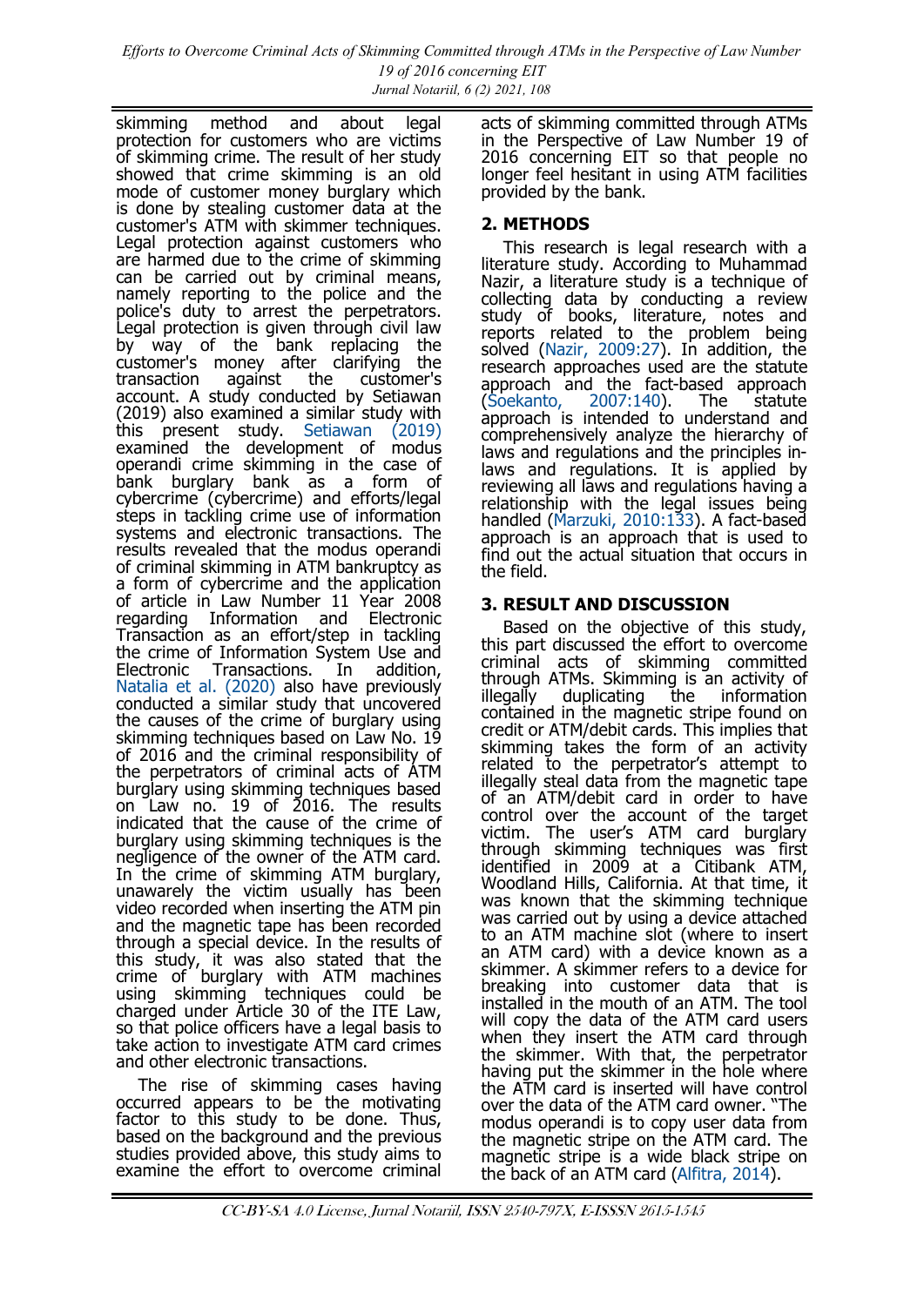skimming method and about legal protection for customers who are victims of skimming crime. The result of her study showed that crime skimming is an old mode of customer money burglary which is done by stealing customer data at the customer's ATM with skimmer techniques. Legal protection against customers who are harmed due to the crime of skimming can be carried out by criminal means, namely reporting to the police and the police's duty to arrest the perpetrators. Legal protection is given through civil law by way of the bank replacing the customer's money after clarifying the transaction against the customer's account. A study conducted by Setiawan (2019) also examined a similar study with this present study. Setiawan (2019) examined the development of modus operandi crime skimming in the case of bank burglary bank as a form of cybercrime (cybercrime) and efforts/legal steps in tackling crime use of information systems and electronic transactions. The results revealed that the modus operandi of criminal skimming in ATM bankruptcy as a form of cybercrime and the application of article in Law Number 11 Year 2008 regarding Information and Electronic Transaction as an effort/step in tackling the crime of Information System Use and Electronic Transactions. In addition, Natalia et al. (2020) also have previously conducted a similar study that uncovered the causes of the crime of burglary using skimming techniques based on Law No. 19 of 2016 and the criminal responsibility of the perpetrators of criminal acts of ATM burglary using skimming techniques based on Law no. 19 of 2016. The results indicated that the cause of the crime of burglary using skimming techniques is the negligence of the owner of the ATM card. In the crime of skimming ATM burglary, unawarely the victim usually has been video recorded when inserting the ATM pin and the magnetic tape has been recorded through a special device. In the results of this study, it was also stated that the crime of burglary with ATM machines using skimming techniques could be charged under Article 30 of the ITE Law, so that police officers have a legal basis to take action to investigate ATM card crimes and other electronic transactions.

The rise of skimming cases having occurred appears to be the motivating factor to this study to be done. Thus, based on the background and the previous studies provided above, this study aims to examine the effort to overcome criminal acts of skimming committed through ATMs in the Perspective of Law Number 19 of 2016 concerning EIT so that people no longer feel hesitant in using ATM facilities provided by the bank.

## 2. METHODS

This research is legal research with a literature study. According to Muhammad Nazir, a literature study is a technique of collecting data by conducting a review study of books, literature, notes and reports related to the problem being solved (Nazir, 2009:27). In addition, the research approaches used are the statute approach and the fact-based approach (Soekanto, 2007:140). The statute approach is intended to understand and comprehensively analyze the hierarchy of laws and regulations and the principles in-laws and regulations. It is applied by reviewing all laws and regulations having a relationship with the legal issues being handled (Marzuki, 2010:133). A fact-based approach is an approach that is used to find out the actual situation that occurs in the field.

## 3. RESULT AND DISCUSSION

Based on the objective of this study, this part discussed the effort to overcome criminal acts of skimming committed through ATMs. Skimming is an activity of illegally duplicating the information contained in the magnetic stripe found on credit or ATM/debit cards. This implies that skimming takes the form of an activity related to the perpetrator's attempt to illegally steal data from the magnetic tape of an ATM/debit card in order to have control over the account of the target victim. The user's ATM card burglary through skimming techniques was first identified in 2009 at a Citibank ATM, Woodland Hills, California. At that time, it was known that the skimming technique was carried out by using a device attached to an ATM machine slot (where to insert an ATM card) with a device known as a skimmer. A skimmer refers to a device for breaking into customer data that is installed in the mouth of an ATM. The tool will copy the data of the ATM card users when they insert the ATM card through the skimmer. With that, the perpetrator having put the skimmer in the hole where the ATM card is inserted will have control over the data of the ATM card owner. "The modus operandi is to copy user data from the magnetic stripe on the ATM card. The magnetic stripe is a wide black stripe on the back of an ATM card (Alfitra, 2014).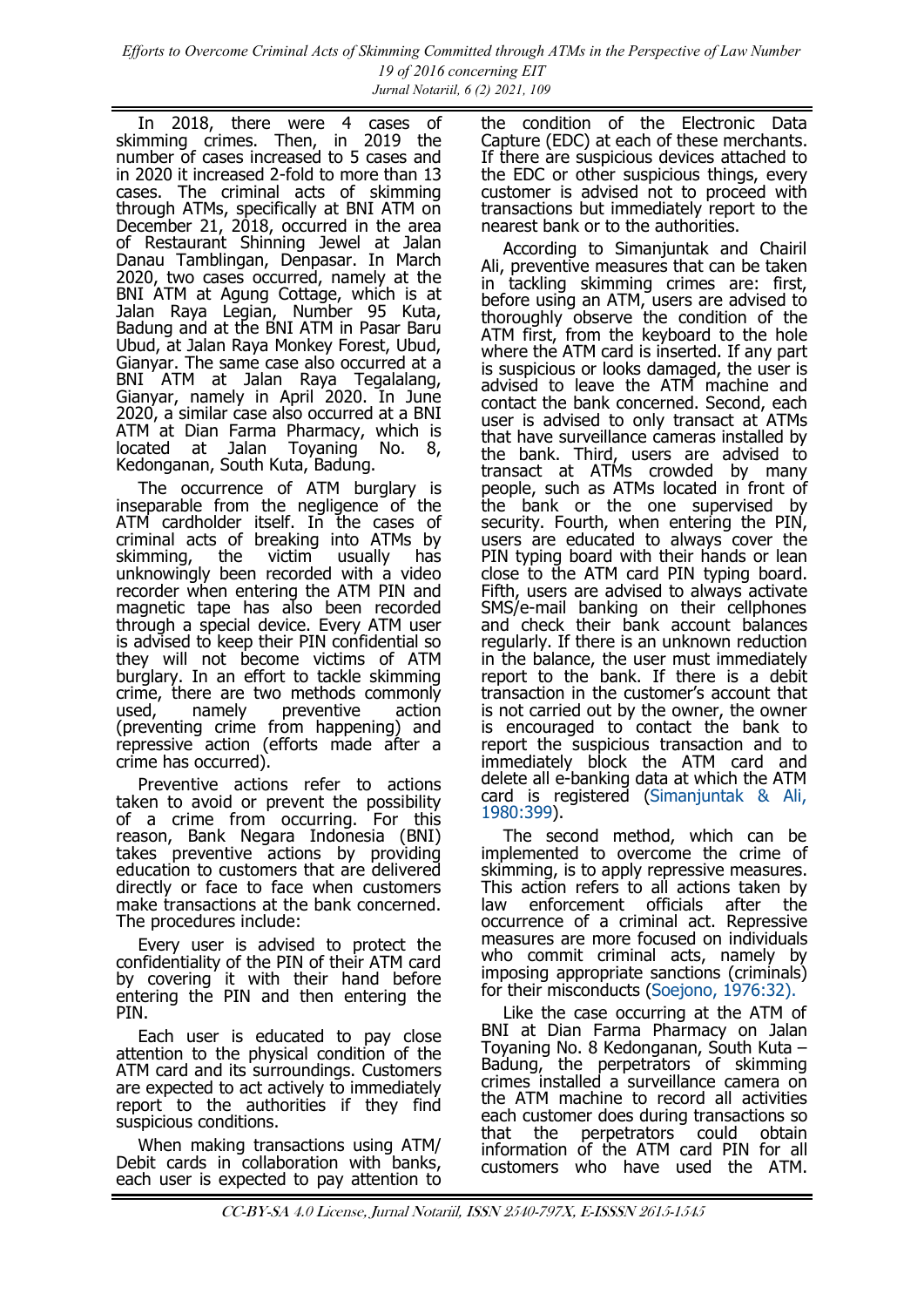In 2018, there were 4 cases of skimming crimes. Then, in 2019 the number of cases increased to 5 cases and in 2020 it increased 2-fold to more than 13 cases. The criminal acts of skimming through ATMs, specifically at BNI ATM on December 21, 2018, occurred in the area of Restaurant Shinning Jewel at Jalan Danau Tamblingan, Denpasar. In March 2020, two cases occurred, namely at the BNI ATM at Agung Cottage, which is at Jalan Raya Legian, Number 95 Kuta, Badung and at the BNI ATM in Pasar Baru Ubud, at Jalan Raya Monkey Forest, Ubud, Gianyar. The same case also occurred at a BNI ATM at Jalan Raya Tegalalang, Gianyar, namely in April 2020. In June 2020, a similar case also occurred at a BNI ATM at Dian Farma Pharmacy, which is located at Jalan Toyaning No. 8, Kedonganan, South Kuta, Badung.

The occurrence of ATM burglary is inseparable from the negligence of the ATM cardholder itself. In the cases of criminal acts of breaking into ATMs by skimming, the victim usually has unknowingly been recorded with a video recorder when entering the ATM PIN and magnetic tape has also been recorded through a special device. Every ATM user is advised to keep their PIN confidential so they will not become victims of ATM burglary. In an effort to tackle skimming crime, there are two methods commonly used, namely preventive action (preventing crime from happening) and repressive action (efforts made after a crime has occurred).

Preventive actions refer to actions taken to avoid or prevent the possibility of a crime from occurring. For this reason, Bank Negara Indonesia (BNI) takes preventive actions by providing education to customers that are delivered directly or face to face when customers make transactions at the bank concerned. The procedures include:

Every user is advised to protect the confidentiality of the PIN of their ATM card by covering it with their hand before entering the PIN and then entering the PIN.

Each user is educated to pay close attention to the physical condition of the ATM card and its surroundings. Customers are expected to act actively to immediately report to the authorities if they find suspicious conditions.

When making transactions using ATM/ Debit cards in collaboration with banks, each user is expected to pay attention to the condition of the Electronic Data Capture (EDC) at each of these merchants. If there are suspicious devices attached to the EDC or other suspicious things, every customer is advised not to proceed with transactions but immediately report to the nearest bank or to the authorities.

According to Simanjuntak and Chairil Ali, preventive measures that can be taken in tackling skimming crimes are: first, before using an ATM, users are advised to thoroughly observe the condition of the ATM first, from the keyboard to the hole where the ATM card is inserted. If any part is suspicious or looks damaged, the user is advised to leave the ATM machine and contact the bank concerned. Second, each user is advised to only transact at ATMs that have surveillance cameras installed by the bank. Third, users are advised to transact at ATMs crowded by many people, such as ATMs located in front of the bank or the one supervised by security. Fourth, when entering the PIN, users are educated to always cover the PIN typing board with their hands or lean close to the ATM card PIN typing board. Fifth, users are advised to always activate SMS/e-mail banking on their cellphones and check their bank account balances regularly. If there is an unknown reduction in the balance, the user must immediately report to the bank. If there is a debit transaction in the customer's account that is not carried out by the owner, the owner is encouraged to contact the bank to report the suspicious transaction and to immediately block the ATM card and delete all e-banking data at which the ATM card is registered (Simanjuntak & Ali, 1980:399).

The second method, which can be implemented to overcome the crime of skimming, is to apply repressive measures. This action refers to all actions taken by law enforcement officials after the occurrence of a criminal act. Repressive measures are more focused on individuals who commit criminal acts, namely by imposing appropriate sanctions (criminals) for their misconducts (Soejono, 1976:32).

Like the case occurring at the ATM of BNI at Dian Farma Pharmacy on Jalan Toyaning No. 8 Kedonganan, South Kuta – Badung, the perpetrators of skimming crimes installed a surveillance camera on the ATM machine to record all activities each customer does during transactions so that the perpetrators could obtain information of the ATM card PIN for all customers who have used the ATM.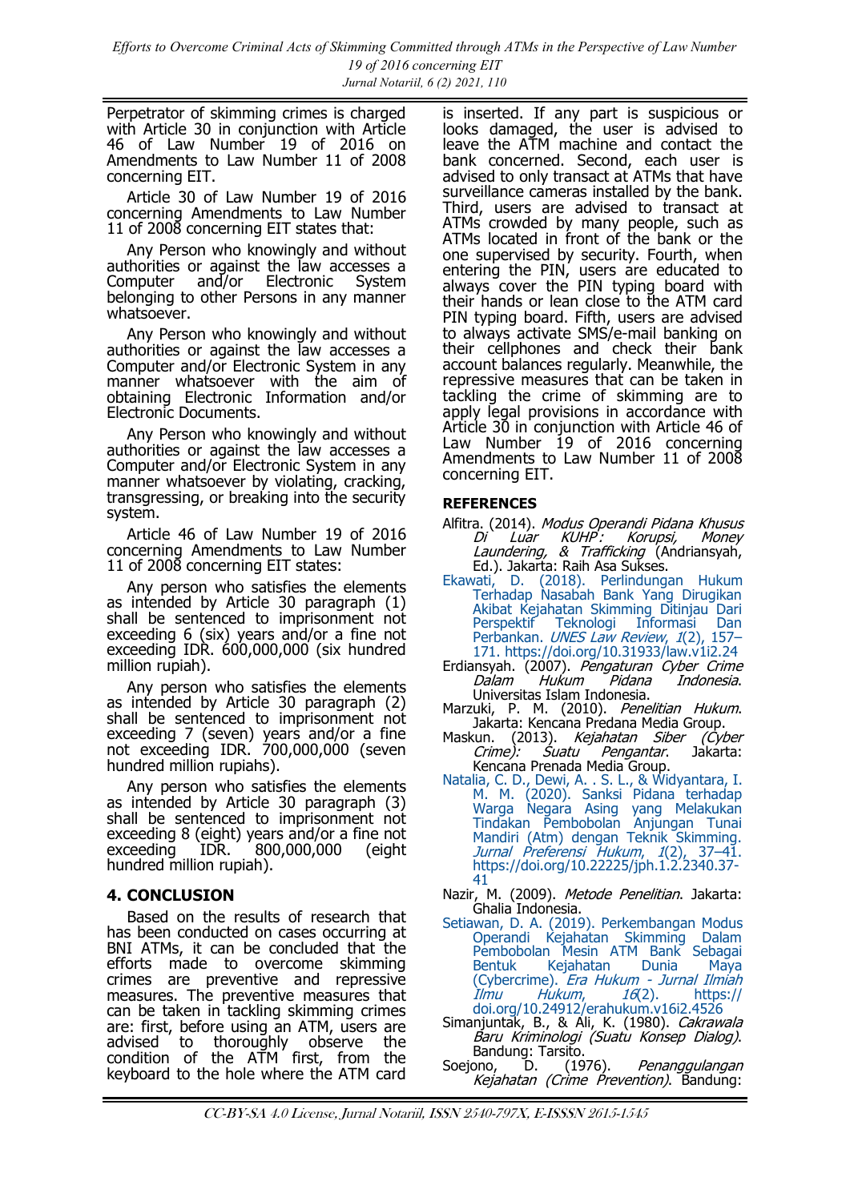Perpetrator of skimming crimes is charged with Article 30 in conjunction with Article 46 of Law Number 19 of 2016 on Amendments to Law Number 11 of 2008 concerning EIT.

Article 30 of Law Number 19 of 2016 concerning Amendments to Law Number 11 of 2008 concerning EIT states that:

Any Person who knowingly and without authorities or against the law accesses a Computer and/or Electronic System belonging to other Persons in any manner whatsoever.

Any Person who knowingly and without authorities or against the law accesses a Computer and/or Electronic System in any manner whatsoever with the aim of obtaining Electronic Information and/or Electronic Documents.

Any Person who knowingly and without authorities or against the law accesses a Computer and/or Electronic System in any manner whatsoever by violating, cracking, transgressing, or breaking into the security system.

Article 46 of Law Number 19 of 2016 concerning Amendments to Law Number 11 of 2008 concerning EIT states:

Any person who satisfies the elements as intended by Article 30 paragraph (1) shall be sentenced to imprisonment not exceeding 6 (six) years and/or a fine not exceeding IDR. 600,000,000 (six hundred million rupiah).

Any person who satisfies the elements as intended by Article 30 paragraph (2) shall be sentenced to imprisonment not exceeding 7 (seven) years and/or a fine not exceeding IDR. 700,000,000 (seven hundred million rupiahs).

Any person who satisfies the elements as intended by Article 30 paragraph (3) shall be sentenced to imprisonment not exceeding 8 (eight) years and/or a fine not exceeding IDR. 800,000,000 (eight hundred million rupiah).

## 4. CONCLUSION

Based on the results of research that has been conducted on cases occurring at BNI ATMs, it can be concluded that the efforts made to overcome skimming crimes are preventive and repressive measures. The preventive measures that can be taken in tackling skimming crimes are: first, before using an ATM, users are advised to thoroughly observe the condition of the ATM first, from the keyboard to the hole where the ATM card is inserted. If any part is suspicious or looks damaged, the user is advised to leave the ATM machine and contact the bank concerned. Second, each user is advised to only transact at ATMs that have surveillance cameras installed by the bank. Third, users are advised to transact at ATMs crowded by many people, such as ATMs located in front of the bank or the one supervised by security. Fourth, when entering the PIN, users are educated to always cover the PIN typing board with their hands or lean close to the ATM card PIN typing board. Fifth, users are advised to always activate SMS/e-mail banking on their cellphones and check their bank account balances regularly. Meanwhile, the repressive measures that can be taken in tackling the crime of skimming are to apply legal provisions in accordance with Article 30 in conjunction with Article 46 of Law Number 19 of 2016 concerning Amendments to Law Number 11 of 2008 concerning EIT.

## REFERENCES

Alfitra. (2014). *Modus Operandi Pidana Khusus Di Luar KUHP: Korupsi, Money Laundering, & Trafficking* (Andriansyah, Ed.). Jakarta: Raih Asa Sukses.

Ekawati, D. (2018). Perlindungan Hukum Terhadap Nasabah Bank Yang Dirugikan Akibat Kejahatan Skimming Ditinjau Dari Perspektif Teknologi Informasi Dan Perbankan. *UNES Law Review*, *1*(2), 157–171. https://doi.org/10.31933/law.v1i2.24

Erdiansyah. (2007). *Pengaturan Cyber Crime Dalam Hukum Pidana Indonesia*. Universitas Islam Indonesia.

Marzuki, P. M. (2010). *Penelitian Hukum*. Jakarta: Kencana Predana Media Group.

Maskun. (2013). *Kejahatan Siber (Cyber Crime): Suatu Pengantar*. Jakarta: Kencana Prenada Media Group.

Natalia, C. D., Dewi, A. . S. L., & Widyantara, I. M. M. (2020). Sanksi Pidana terhadap Warga Negara Asing yang Melakukan Tindakan Pembobolan Anjungan Tunai Mandiri (Atm) dengan Teknik Skimming. *Jurnal Preferensi Hukum*, *1*(2), 37–41. https://doi.org/10.22225/jph.1.2.2340.37-41

Nazir, M. (2009). *Metode Penelitian*. Jakarta: Ghalia Indonesia.

Setiawan, D. A. (2019). Perkembangan Modus Operandi Kejahatan Skimming Dalam Pembobolan Mesin ATM Bank Sebagai Bentuk Kejahatan Dunia Maya (Cybercrime). *Era Hukum - Jurnal Ilmiah Ilmu Hukum*, *16*(2). https://doi.org/10.24912/erahukum.v16i2.4526

Simanjuntak, B., & Ali, K. (1980). *Cakrawala Baru Kriminologi (Suatu Konsep Dialog)*. Bandung: Tarsito.

Soejono, D. (1976). *Penanggulangan Kejahatan (Crime Prevention)*. Bandung: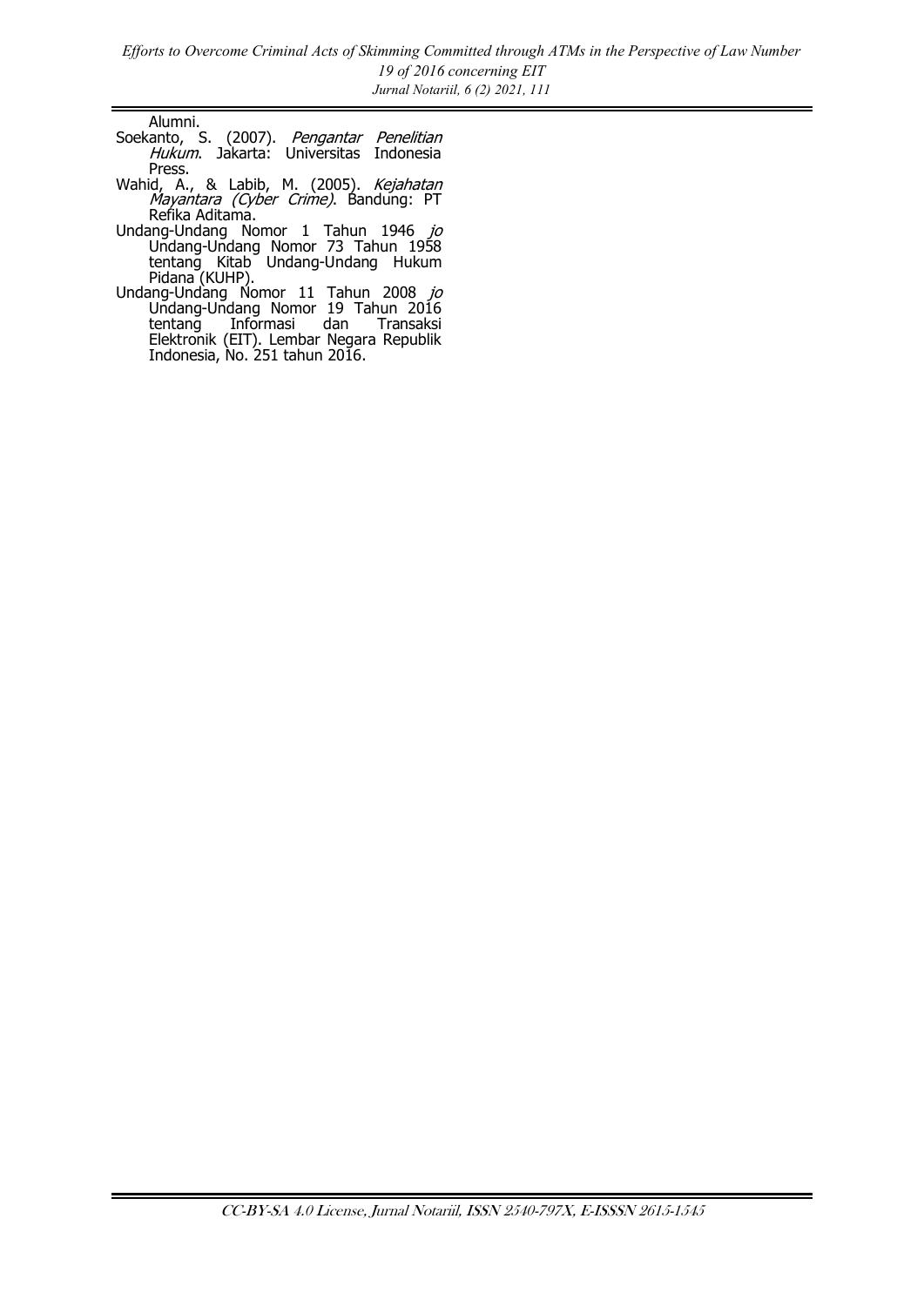Alumni.

Soekanto, S. (2007). *Pengantar Penelitian Hukum*. Jakarta: Universitas Indonesia Press.

Wahid, A., & Labib, M. (2005). *Kejahatan Mayantara (Cyber Crime)*. Bandung: PT Refika Aditama.

Undang-Undang Nomor 1 Tahun 1946 *jo* Undang-Undang Nomor 73 Tahun 1958 tentang Kitab Undang-Undang Hukum Pidana (KUHP).

Undang-Undang Nomor 11 Tahun 2008 *jo* Undang-Undang Nomor 19 Tahun 2016 tentang Informasi dan Transaksi Elektronik (EIT). Lembar Negara Republik Indonesia, No. 251 tahun 2016.